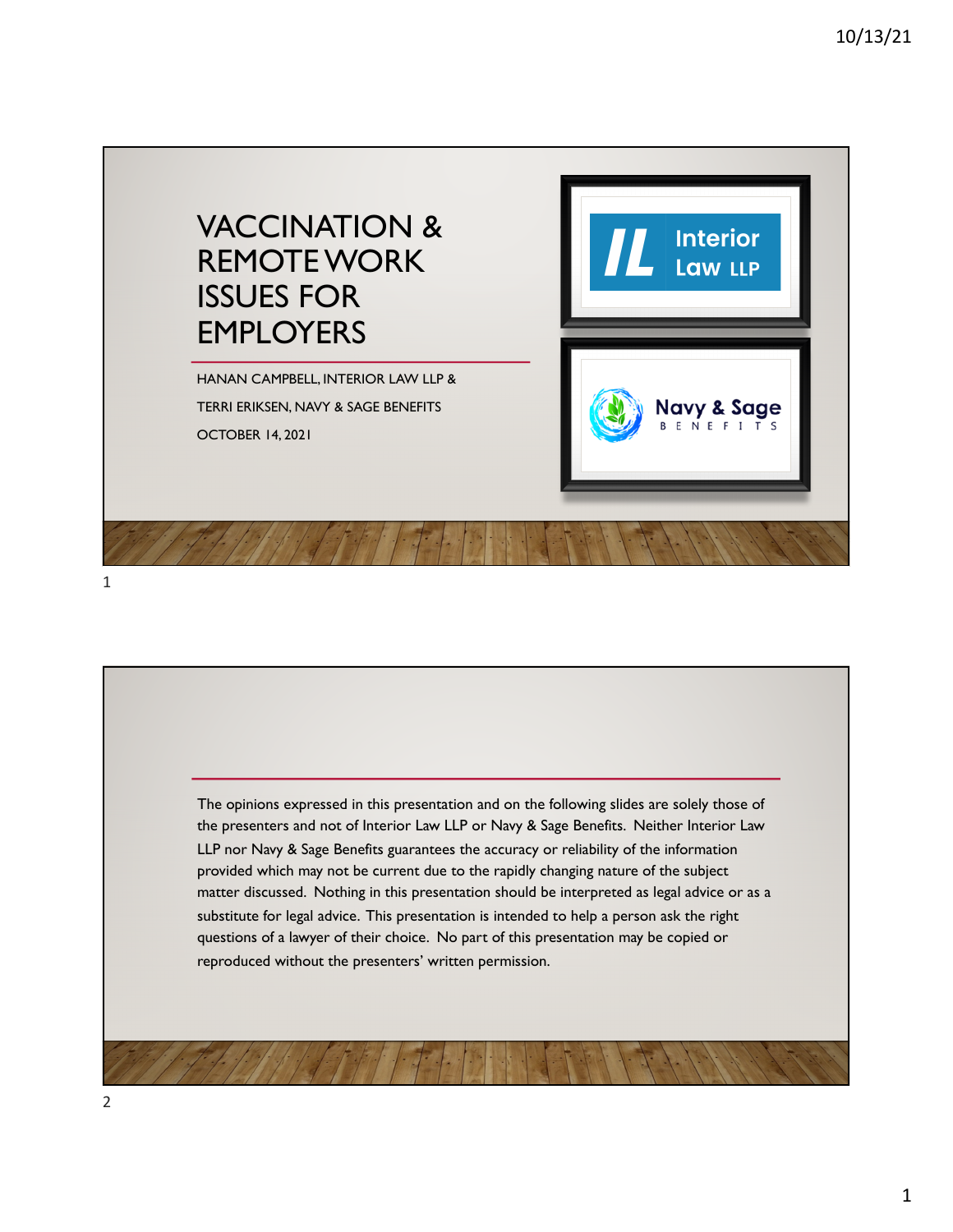# VACCINATION & REMOTE WORK ISSUES FOR EMPLOYERS

HANAN CAMPBELL, INTERIOR LAW LLP &

TERRI ERIKSEN, NAVY & SAGE BENEFITS

OCTOBER 14, 2021

Interior Law LLP

Navy & Sage BENEFITS

---

The opinions expressed in this presentation and on the following slides are solely those of the presenters and not of Interior Law LLP or Navy & Sage Benefits. Neither Interior Law LLP nor Navy & Sage Benefits guarantees the accuracy or reliability of the information provided which may not be current due to the rapidly changing nature of the subject matter discussed. Nothing in this presentation should be interpreted as legal advice or as a substitute for legal advice. This presentation is intended to help a person ask the right questions of a lawyer of their choice. No part of this presentation may be copied or reproduced without the presenters' written permission.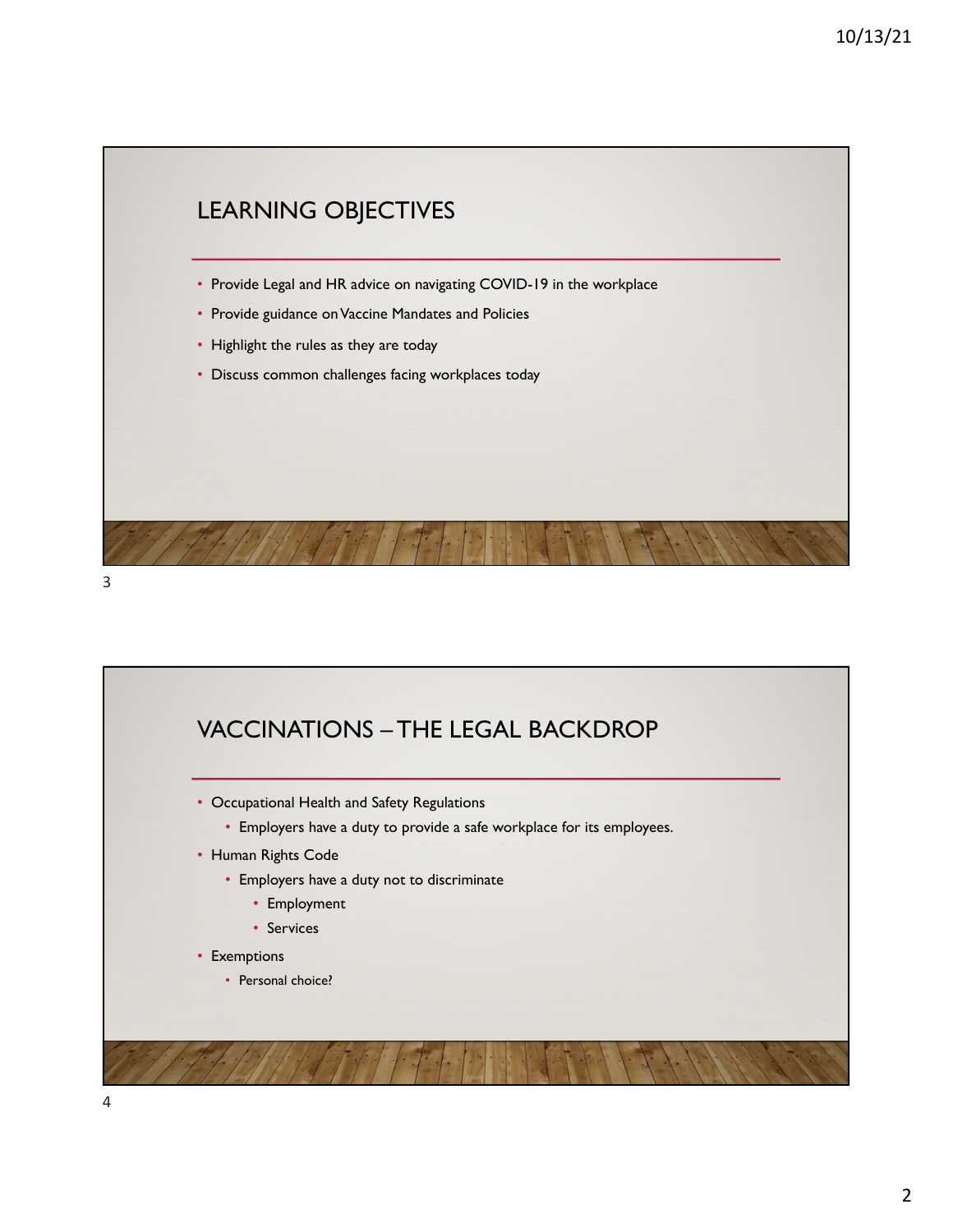## LEARNING OBJECTIVES

- Provide Legal and HR advice on navigating COVID-19 in the workplace
- Provide guidance on Vaccine Mandates and Policies
- Highlight the rules as they are today
- Discuss common challenges facing workplaces today

## VACCINATIONS – THE LEGAL BACKDROP

- Occupational Health and Safety Regulations
  - Employers have a duty to provide a safe workplace for its employees.
- Human Rights Code
  - Employers have a duty not to discriminate
    - Employment
    - Services
- Exemptions
  - Personal choice?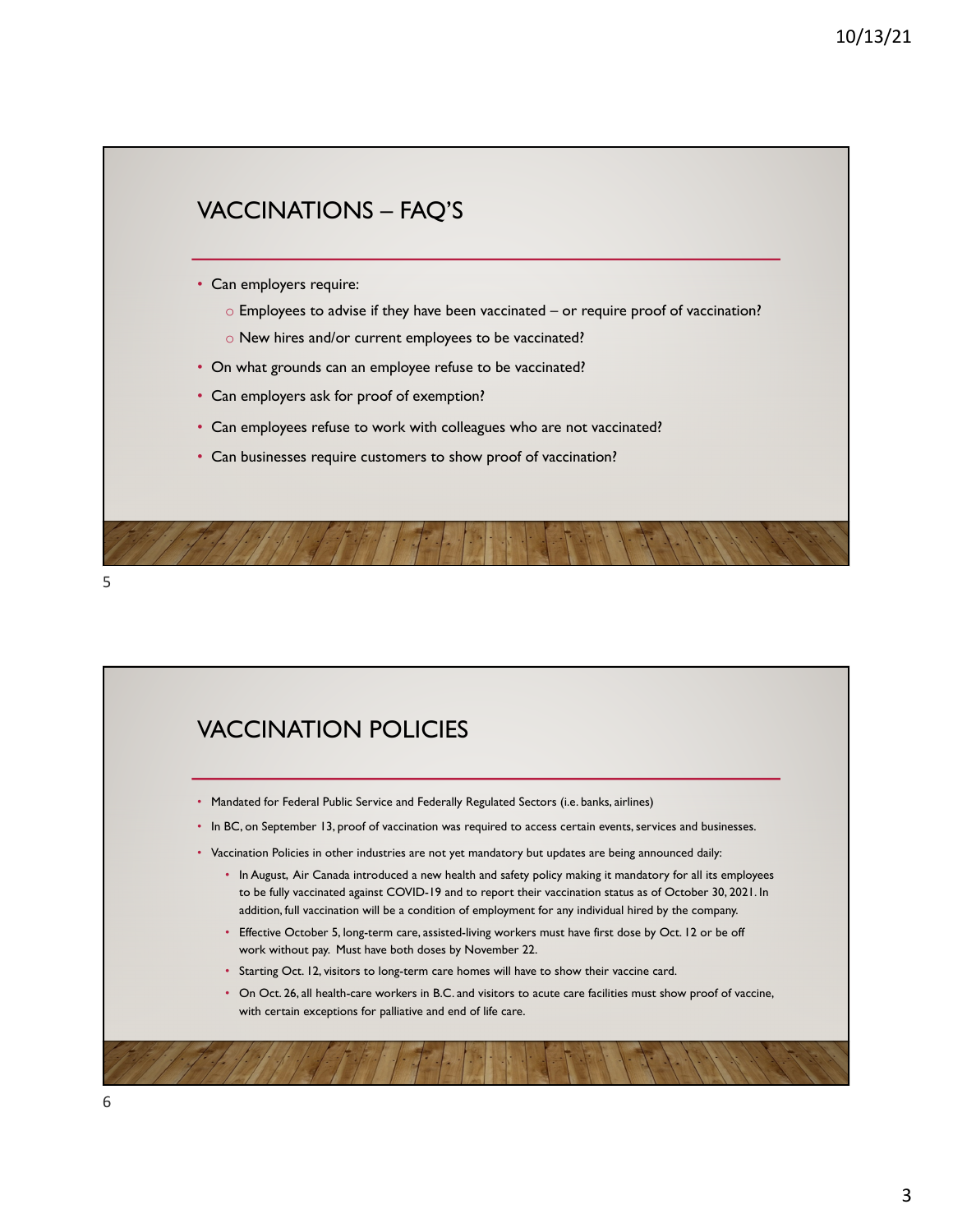## VACCINATIONS – FAQ'S

- Can employers require:
  - Employees to advise if they have been vaccinated – or require proof of vaccination?
  - New hires and/or current employees to be vaccinated?
- On what grounds can an employee refuse to be vaccinated?
- Can employers ask for proof of exemption?
- Can employees refuse to work with colleagues who are not vaccinated?
- Can businesses require customers to show proof of vaccination?

## VACCINATION POLICIES

- Mandated for Federal Public Service and Federally Regulated Sectors (i.e. banks, airlines)
- In BC, on September 13, proof of vaccination was required to access certain events, services and businesses.
- Vaccination Policies in other industries are not yet mandatory but updates are being announced daily:
  - In August, Air Canada introduced a new health and safety policy making it mandatory for all its employees to be fully vaccinated against COVID-19 and to report their vaccination status as of October 30, 2021. In addition, full vaccination will be a condition of employment for any individual hired by the company.
  - Effective October 5, long-term care, assisted-living workers must have first dose by Oct. 12 or be off work without pay. Must have both doses by November 22.
  - Starting Oct. 12, visitors to long-term care homes will have to show their vaccine card.
  - On Oct. 26, all health-care workers in B.C. and visitors to acute care facilities must show proof of vaccine, with certain exceptions for palliative and end of life care.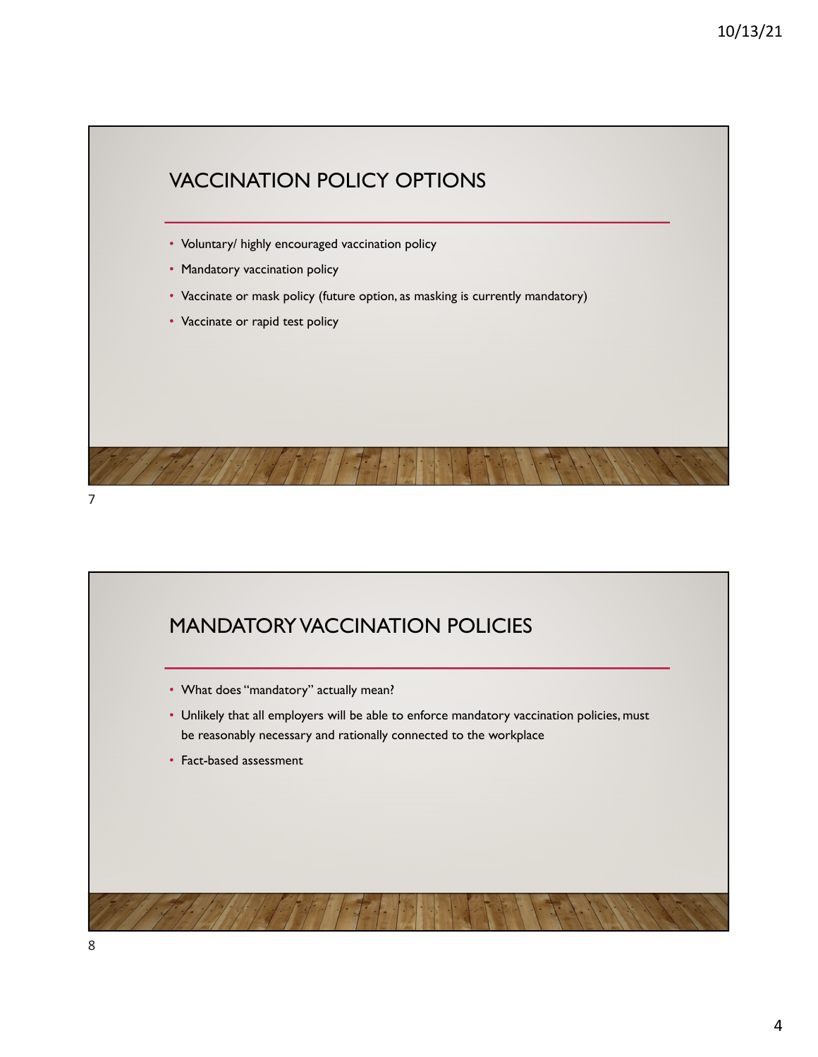## VACCINATION POLICY OPTIONS

- Voluntary/ highly encouraged vaccination policy
- Mandatory vaccination policy
- Vaccinate or mask policy (future option, as masking is currently mandatory)
- Vaccinate or rapid test policy

## MANDATORY VACCINATION POLICIES

- What does "mandatory" actually mean?
- Unlikely that all employers will be able to enforce mandatory vaccination policies, must be reasonably necessary and rationally connected to the workplace
- Fact-based assessment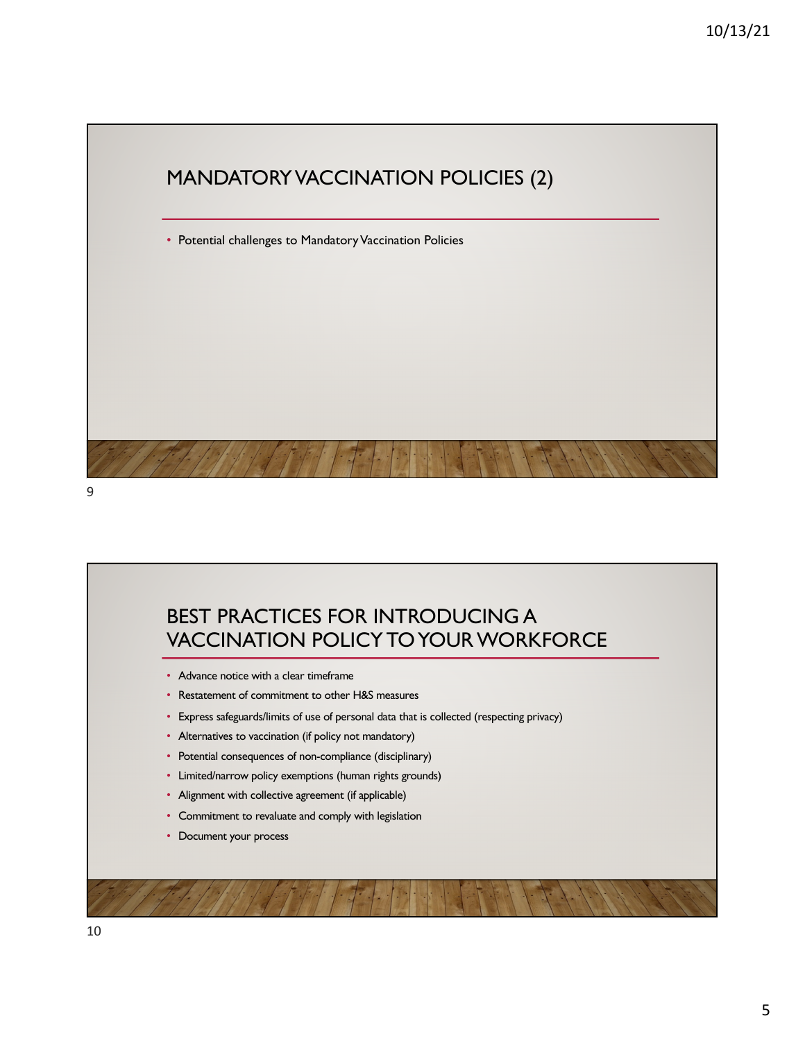## MANDATORY VACCINATION POLICIES (2)

- Potential challenges to Mandatory Vaccination Policies

## BEST PRACTICES FOR INTRODUCING A VACCINATION POLICY TO YOUR WORKFORCE

- Advance notice with a clear timeframe
- Restatement of commitment to other H&S measures
- Express safeguards/limits of use of personal data that is collected (respecting privacy)
- Alternatives to vaccination (if policy not mandatory)
- Potential consequences of non-compliance (disciplinary)
- Limited/narrow policy exemptions (human rights grounds)
- Alignment with collective agreement (if applicable)
- Commitment to revaluate and comply with legislation
- Document your process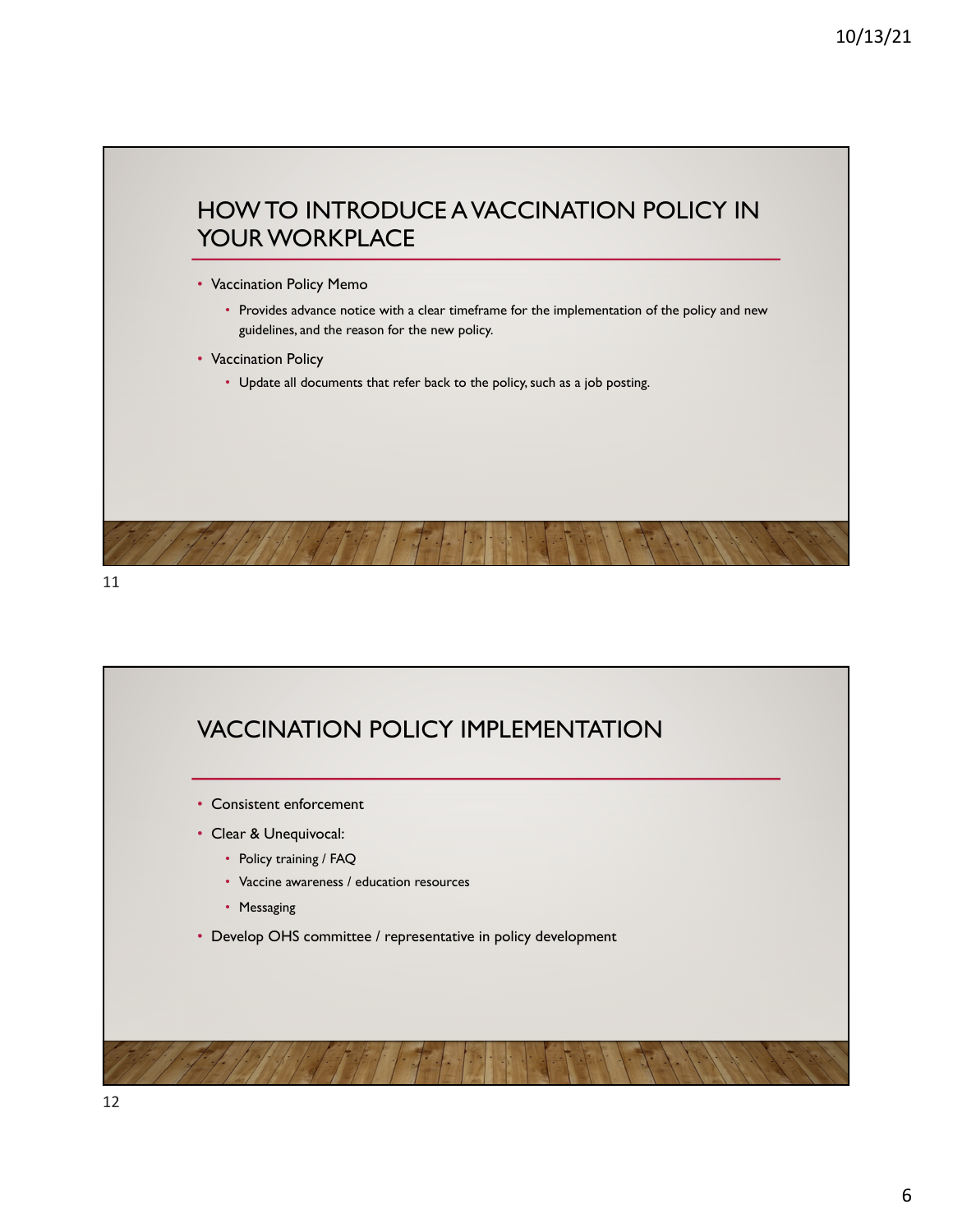## HOW TO INTRODUCE A VACCINATION POLICY IN YOUR WORKPLACE

- Vaccination Policy Memo
  - Provides advance notice with a clear timeframe for the implementation of the policy and new guidelines, and the reason for the new policy.
- Vaccination Policy
  - Update all documents that refer back to the policy, such as a job posting.

## VACCINATION POLICY IMPLEMENTATION

- Consistent enforcement
- Clear & Unequivocal:
  - Policy training / FAQ
  - Vaccine awareness / education resources
  - Messaging
- Develop OHS committee / representative in policy development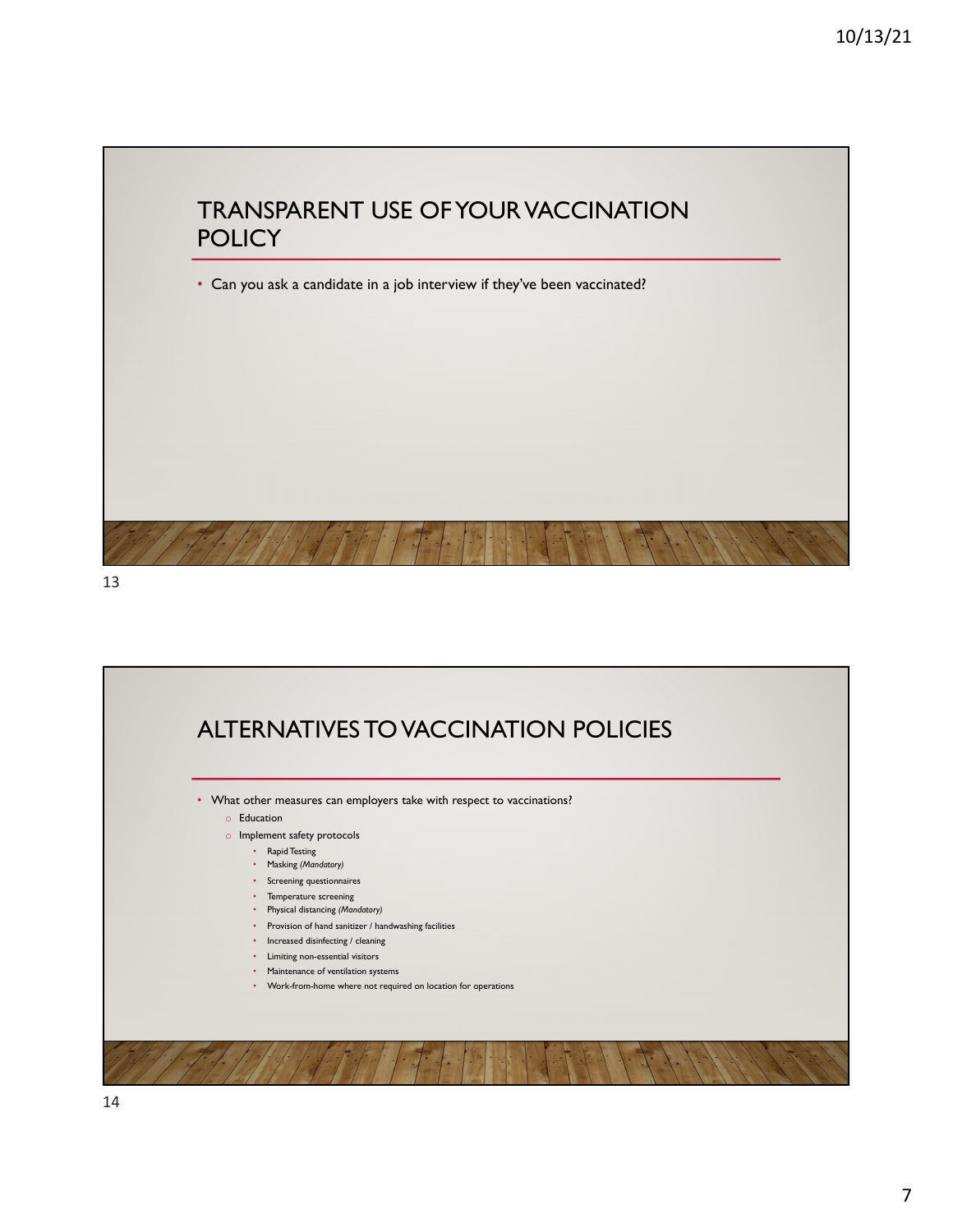## TRANSPARENT USE OF YOUR VACCINATION POLICY

- Can you ask a candidate in a job interview if they've been vaccinated?

## ALTERNATIVES TO VACCINATION POLICIES

- What other measures can employers take with respect to vaccinations?
  - Education
  - Implement safety protocols
    - Rapid Testing
    - Masking *(Mandatory)*
    - Screening questionnaires
    - Temperature screening
    - Physical distancing *(Mandatory)*
    - Provision of hand sanitizer / handwashing facilities
    - Increased disinfecting / cleaning
    - Limiting non-essential visitors
    - Maintenance of ventilation systems
    - Work-from-home where not required on location for operations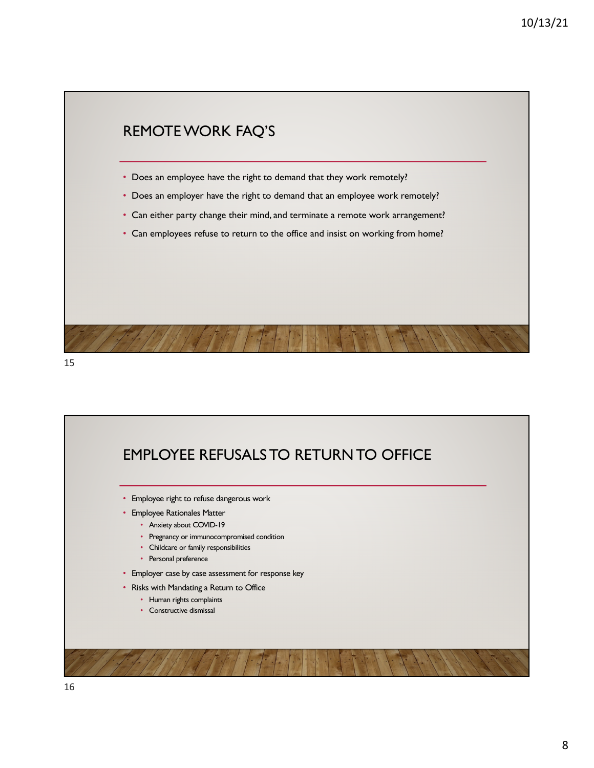## REMOTE WORK FAQ'S

- Does an employee have the right to demand that they work remotely?
- Does an employer have the right to demand that an employee work remotely?
- Can either party change their mind, and terminate a remote work arrangement?
- Can employees refuse to return to the office and insist on working from home?

## EMPLOYEE REFUSALS TO RETURN TO OFFICE

- Employee right to refuse dangerous work
- Employee Rationales Matter
  - Anxiety about COVID-19
  - Pregnancy or immunocompromised condition
  - Childcare or family responsibilities
  - Personal preference
- Employer case by case assessment for response key
- Risks with Mandating a Return to Office
  - Human rights complaints
  - Constructive dismissal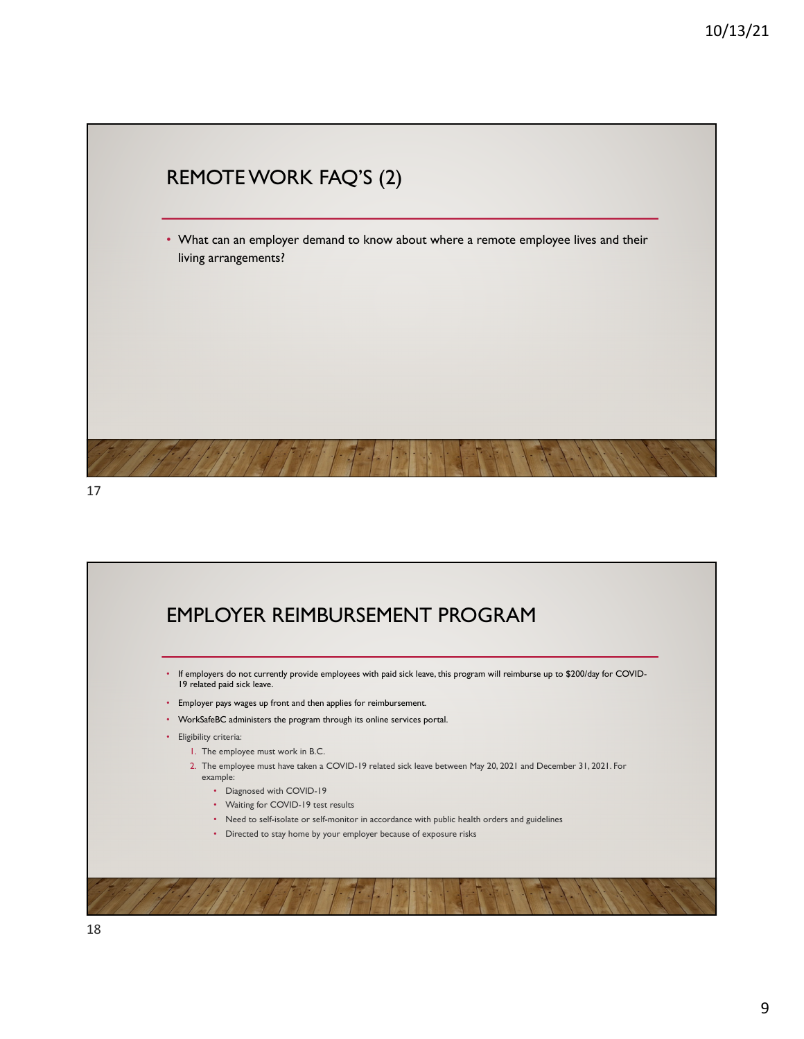## REMOTE WORK FAQ'S (2)

- What can an employer demand to know about where a remote employee lives and their living arrangements?

## EMPLOYER REIMBURSEMENT PROGRAM

- If employers do not currently provide employees with paid sick leave, this program will reimburse up to $200/day for COVID-19 related paid sick leave.
- Employer pays wages up front and then applies for reimbursement.
- WorkSafeBC administers the program through its online services portal.
- Eligibility criteria:
  1. The employee must work in B.C.
  2. The employee must have taken a COVID-19 related sick leave between May 20, 2021 and December 31, 2021. For example:
     - Diagnosed with COVID-19
     - Waiting for COVID-19 test results
     - Need to self-isolate or self-monitor in accordance with public health orders and guidelines
     - Directed to stay home by your employer because of exposure risks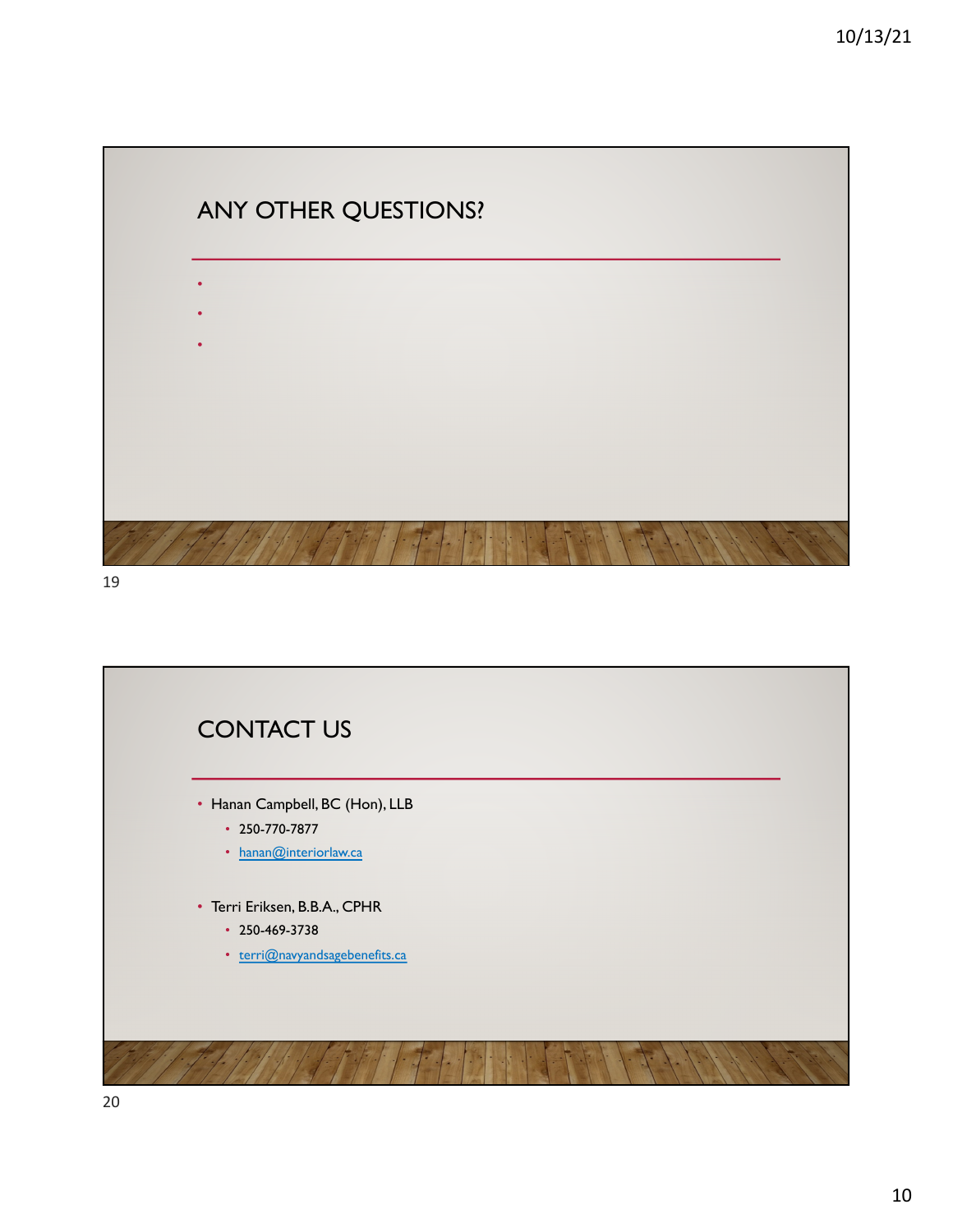## ANY OTHER QUESTIONS?

## CONTACT US

- Hanan Campbell, BC (Hon), LLB
  - 250-770-7877
  - hanan@interiorlaw.ca
- Terri Eriksen, B.B.A., CPHR
  - 250-469-3738
  - terri@navyandsagebenefits.ca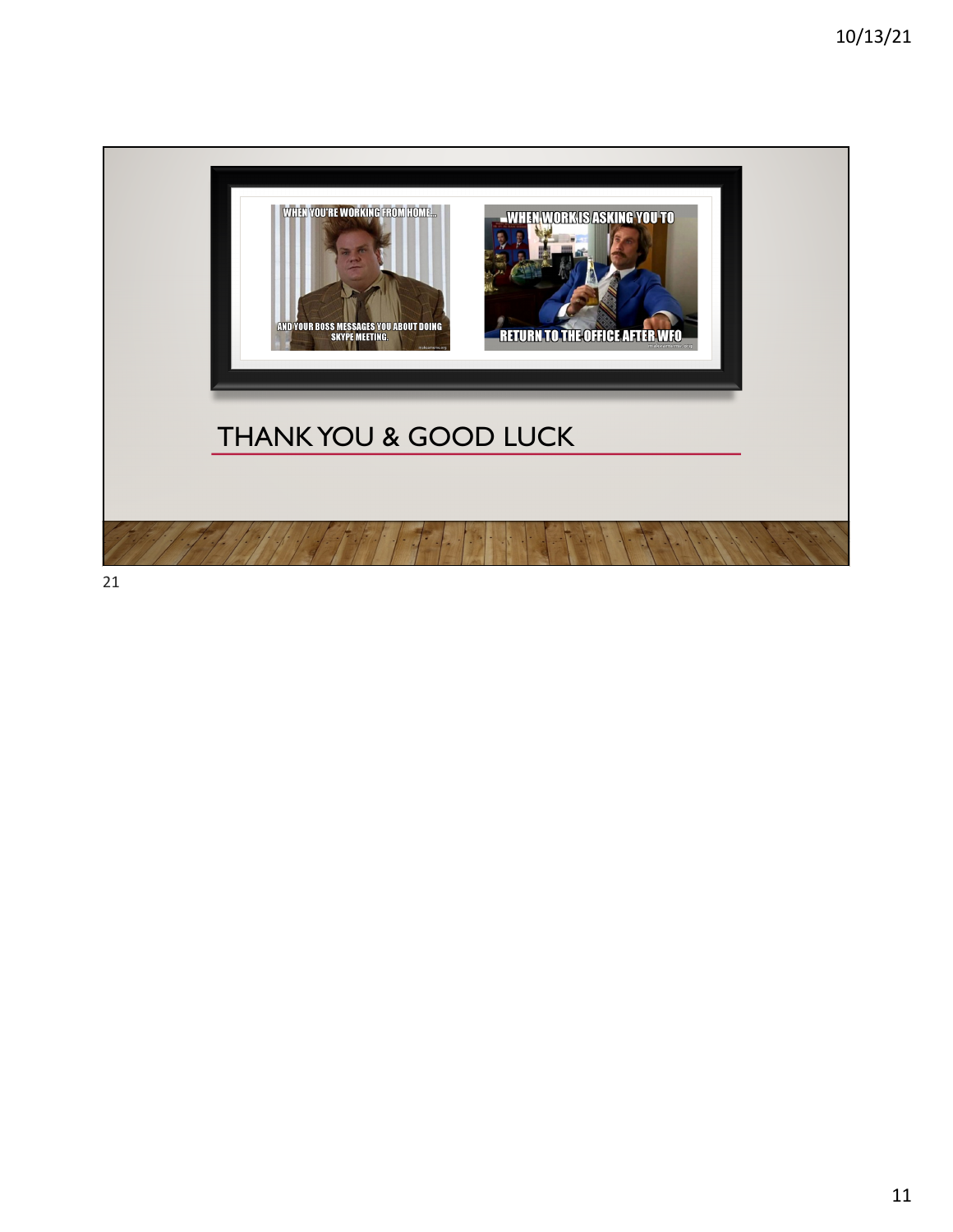WHEN YOU'RE WORKING FROM HOME...

AND YOUR BOSS MESSAGES YOU ABOUT DOING SKYPE MEETING.

WHEN WORK IS ASKING YOU TO

RETURN TO THE OFFICE AFTER WFO

# THANK YOU & GOOD LUCK